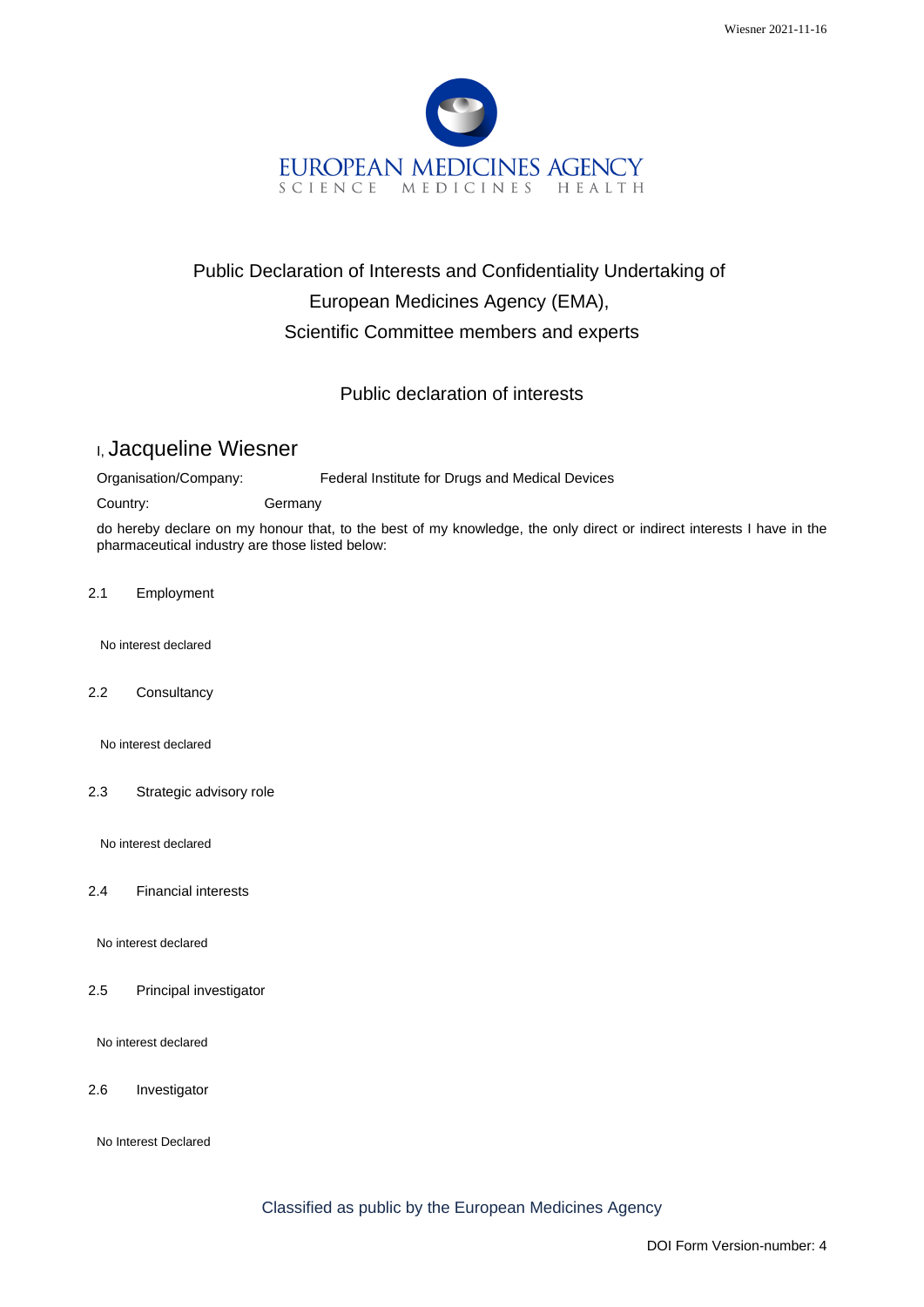EUROPEAN MEDICINES AGENCY
SCIENCE MEDICINES HEALTH

# Public Declaration of Interests and Confidentiality Undertaking of European Medicines Agency (EMA), Scientific Committee members and experts

## Public declaration of interests

I, Jacqueline Wiesner

Organisation/Company: Federal Institute for Drugs and Medical Devices

Country: Germany

do hereby declare on my honour that, to the best of my knowledge, the only direct or indirect interests I have in the pharmaceutical industry are those listed below:

2.1 Employment

No interest declared

2.2 Consultancy

No interest declared

2.3 Strategic advisory role

No interest declared

2.4 Financial interests

No interest declared

2.5 Principal investigator

No interest declared

2.6 Investigator

No Interest Declared

Classified as public by the European Medicines Agency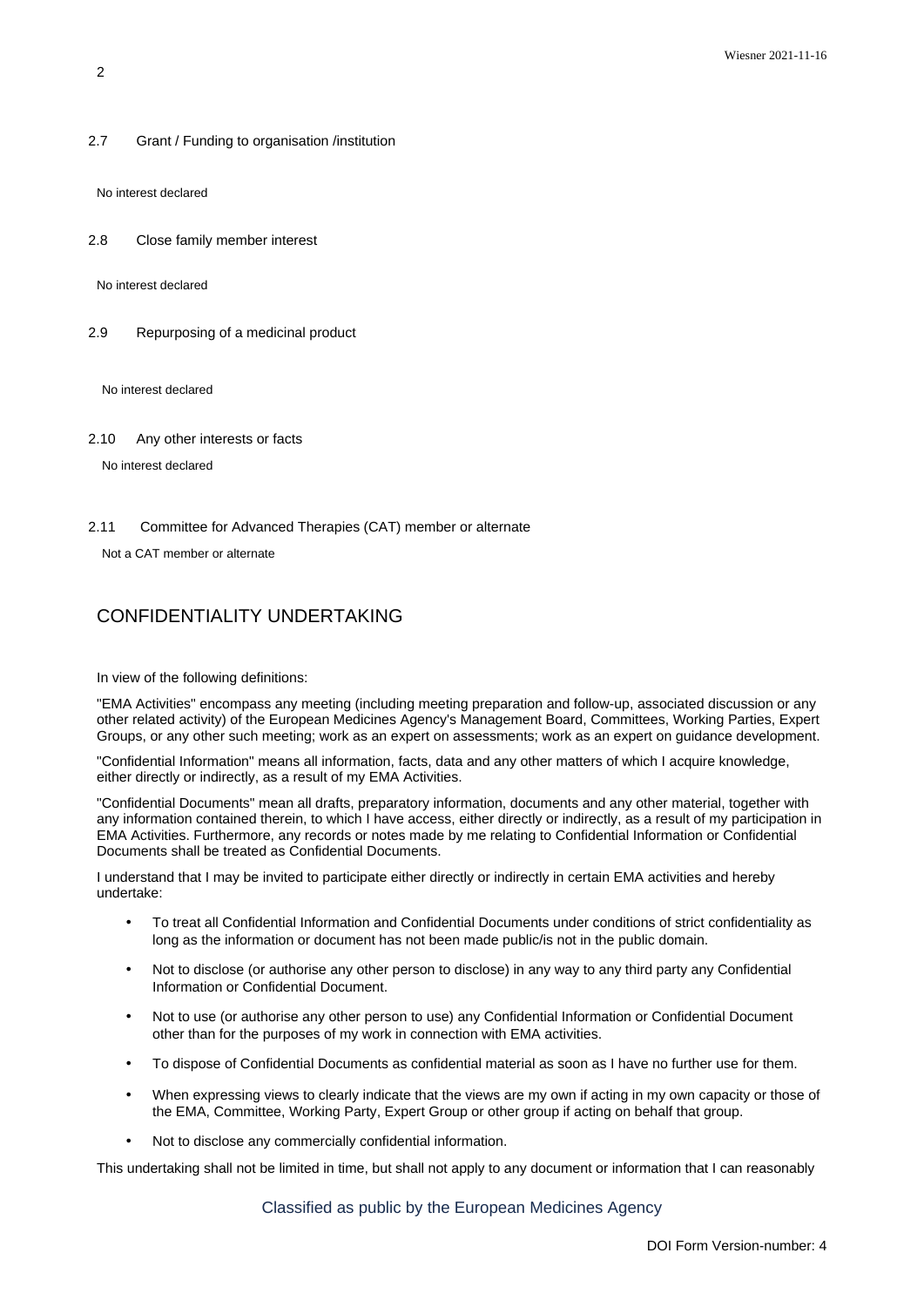2.7 Grant / Funding to organisation /institution

No interest declared

2.8 Close family member interest

No interest declared

2.9 Repurposing of a medicinal product

No interest declared

2.10 Any other interests or facts

No interest declared

2.11 Committee for Advanced Therapies (CAT) member or alternate

Not a CAT member or alternate

## CONFIDENTIALITY UNDERTAKING

In view of the following definitions:

"EMA Activities" encompass any meeting (including meeting preparation and follow-up, associated discussion or any other related activity) of the European Medicines Agency's Management Board, Committees, Working Parties, Expert Groups, or any other such meeting; work as an expert on assessments; work as an expert on guidance development.

"Confidential Information" means all information, facts, data and any other matters of which I acquire knowledge, either directly or indirectly, as a result of my EMA Activities.

"Confidential Documents" mean all drafts, preparatory information, documents and any other material, together with any information contained therein, to which I have access, either directly or indirectly, as a result of my participation in EMA Activities. Furthermore, any records or notes made by me relating to Confidential Information or Confidential Documents shall be treated as Confidential Documents.

I understand that I may be invited to participate either directly or indirectly in certain EMA activities and hereby undertake:

- To treat all Confidential Information and Confidential Documents under conditions of strict confidentiality as long as the information or document has not been made public/is not in the public domain.
- Not to disclose (or authorise any other person to disclose) in any way to any third party any Confidential Information or Confidential Document.
- Not to use (or authorise any other person to use) any Confidential Information or Confidential Document other than for the purposes of my work in connection with EMA activities.
- To dispose of Confidential Documents as confidential material as soon as I have no further use for them.
- When expressing views to clearly indicate that the views are my own if acting in my own capacity or those of the EMA, Committee, Working Party, Expert Group or other group if acting on behalf that group.
- Not to disclose any commercially confidential information.

This undertaking shall not be limited in time, but shall not apply to any document or information that I can reasonably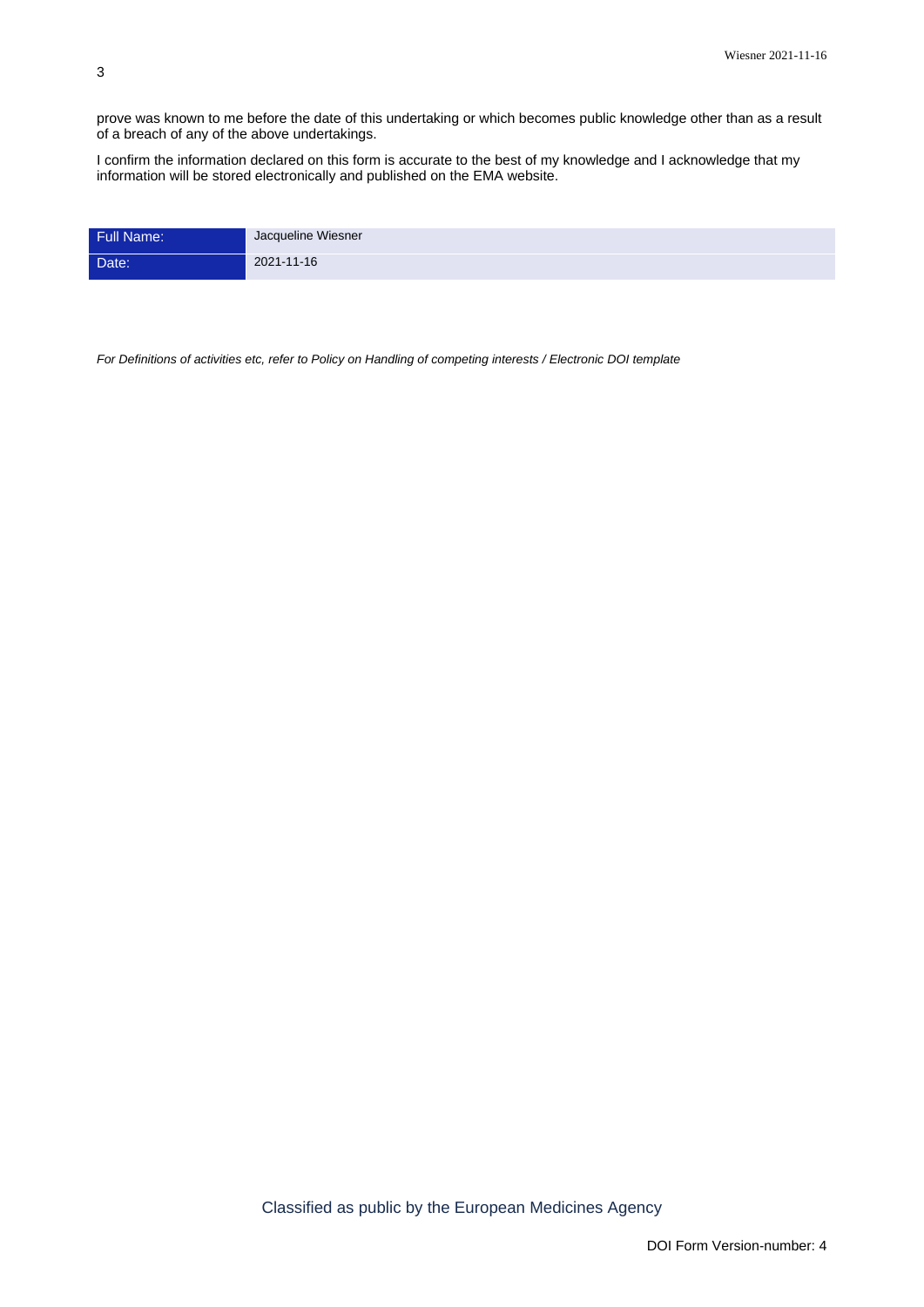prove was known to me before the date of this undertaking or which becomes public knowledge other than as a result of a breach of any of the above undertakings.

I confirm the information declared on this form is accurate to the best of my knowledge and I acknowledge that my information will be stored electronically and published on the EMA website.

| | |
|---|---|
| Full Name: | Jacqueline Wiesner |
| Date: | 2021-11-16 |

*For Definitions of activities etc, refer to Policy on Handling of competing interests / Electronic DOI template*

Classified as public by the European Medicines Agency

DOI Form Version-number: 4